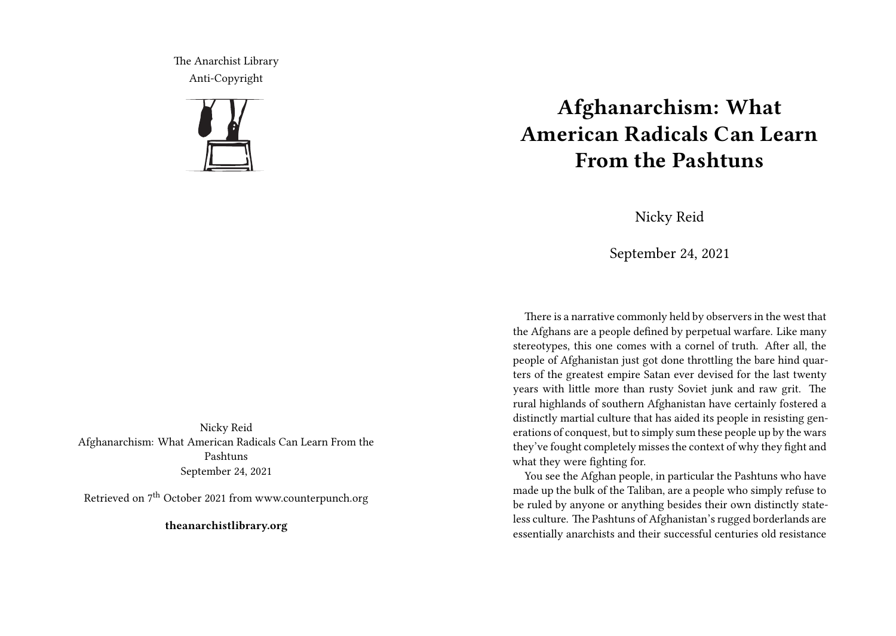The Anarchist Library
Anti-Copyright

Nicky Reid
Afghanarchism: What American Radicals Can Learn From the Pashtuns
September 24, 2021

Retrieved on 7th October 2021 from www.counterpunch.org

**theanarchistlibrary.org**

# Afghanarchism: What American Radicals Can Learn From the Pashtuns

Nicky Reid

September 24, 2021

There is a narrative commonly held by observers in the west that the Afghans are a people defined by perpetual warfare. Like many stereotypes, this one comes with a cornel of truth. After all, the people of Afghanistan just got done throttling the bare hind quarters of the greatest empire Satan ever devised for the last twenty years with little more than rusty Soviet junk and raw grit. The rural highlands of southern Afghanistan have certainly fostered a distinctly martial culture that has aided its people in resisting generations of conquest, but to simply sum these people up by the wars they've fought completely misses the context of why they fight and what they were fighting for.

You see the Afghan people, in particular the Pashtuns who have made up the bulk of the Taliban, are a people who simply refuse to be ruled by anyone or anything besides their own distinctly stateless culture. The Pashtuns of Afghanistan's rugged borderlands are essentially anarchists and their successful centuries old resistance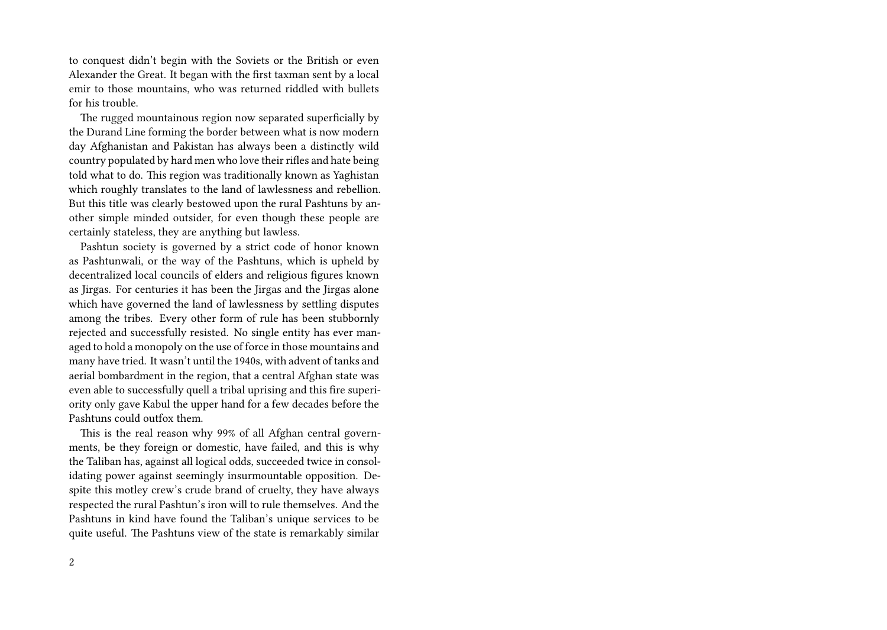to conquest didn't begin with the Soviets or the British or even Alexander the Great. It began with the first taxman sent by a local emir to those mountains, who was returned riddled with bullets for his trouble.

The rugged mountainous region now separated superficially by the Durand Line forming the border between what is now modern day Afghanistan and Pakistan has always been a distinctly wild country populated by hard men who love their rifles and hate being told what to do. This region was traditionally known as Yaghistan which roughly translates to the land of lawlessness and rebellion. But this title was clearly bestowed upon the rural Pashtuns by another simple minded outsider, for even though these people are certainly stateless, they are anything but lawless.

Pashtun society is governed by a strict code of honor known as Pashtunwali, or the way of the Pashtuns, which is upheld by decentralized local councils of elders and religious figures known as Jirgas. For centuries it has been the Jirgas and the Jirgas alone which have governed the land of lawlessness by settling disputes among the tribes. Every other form of rule has been stubbornly rejected and successfully resisted. No single entity has ever managed to hold a monopoly on the use of force in those mountains and many have tried. It wasn't until the 1940s, with advent of tanks and aerial bombardment in the region, that a central Afghan state was even able to successfully quell a tribal uprising and this fire superiority only gave Kabul the upper hand for a few decades before the Pashtuns could outfox them.

This is the real reason why 99% of all Afghan central governments, be they foreign or domestic, have failed, and this is why the Taliban has, against all logical odds, succeeded twice in consolidating power against seemingly insurmountable opposition. Despite this motley crew's crude brand of cruelty, they have always respected the rural Pashtun's iron will to rule themselves. And the Pashtuns in kind have found the Taliban's unique services to be quite useful. The Pashtuns view of the state is remarkably similar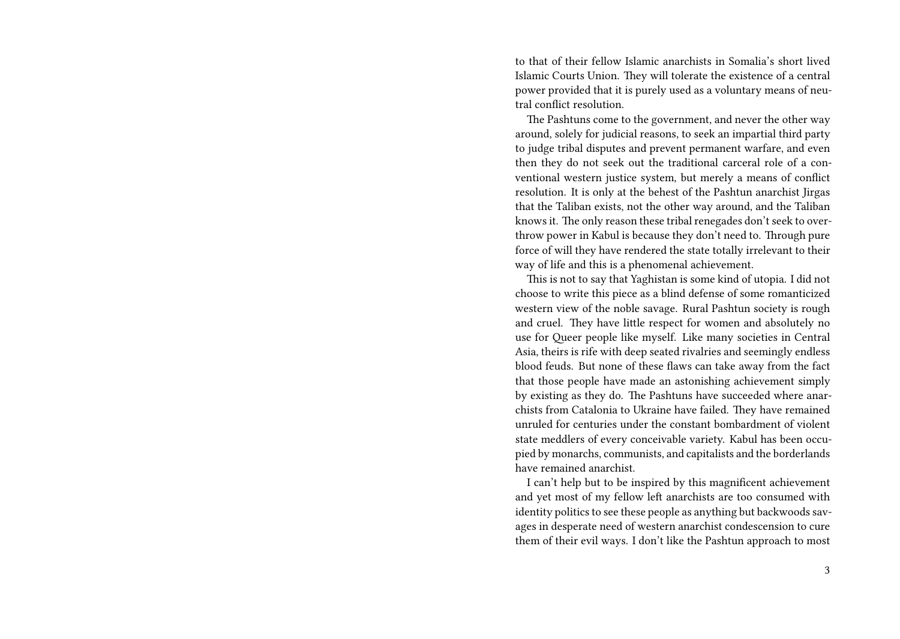to that of their fellow Islamic anarchists in Somalia's short lived Islamic Courts Union. They will tolerate the existence of a central power provided that it is purely used as a voluntary means of neutral conflict resolution.

The Pashtuns come to the government, and never the other way around, solely for judicial reasons, to seek an impartial third party to judge tribal disputes and prevent permanent warfare, and even then they do not seek out the traditional carceral role of a conventional western justice system, but merely a means of conflict resolution. It is only at the behest of the Pashtun anarchist Jirgas that the Taliban exists, not the other way around, and the Taliban knows it. The only reason these tribal renegades don't seek to overthrow power in Kabul is because they don't need to. Through pure force of will they have rendered the state totally irrelevant to their way of life and this is a phenomenal achievement.

This is not to say that Yaghistan is some kind of utopia. I did not choose to write this piece as a blind defense of some romanticized western view of the noble savage. Rural Pashtun society is rough and cruel. They have little respect for women and absolutely no use for Queer people like myself. Like many societies in Central Asia, theirs is rife with deep seated rivalries and seemingly endless blood feuds. But none of these flaws can take away from the fact that those people have made an astonishing achievement simply by existing as they do. The Pashtuns have succeeded where anarchists from Catalonia to Ukraine have failed. They have remained unruled for centuries under the constant bombardment of violent state meddlers of every conceivable variety. Kabul has been occupied by monarchs, communists, and capitalists and the borderlands have remained anarchist.

I can't help but to be inspired by this magnificent achievement and yet most of my fellow left anarchists are too consumed with identity politics to see these people as anything but backwoods savages in desperate need of western anarchist condescension to cure them of their evil ways. I don't like the Pashtun approach to most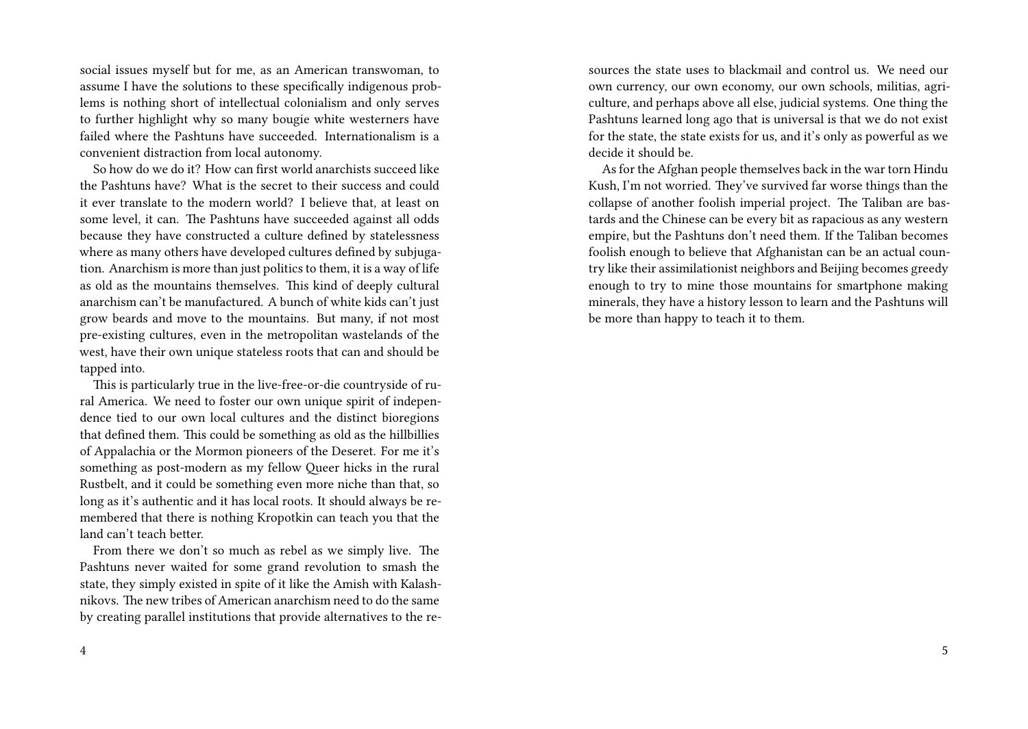social issues myself but for me, as an American transwoman, to assume I have the solutions to these specifically indigenous problems is nothing short of intellectual colonialism and only serves to further highlight why so many bougie white westerners have failed where the Pashtuns have succeeded. Internationalism is a convenient distraction from local autonomy.

So how do we do it? How can first world anarchists succeed like the Pashtuns have? What is the secret to their success and could it ever translate to the modern world? I believe that, at least on some level, it can. The Pashtuns have succeeded against all odds because they have constructed a culture defined by statelessness where as many others have developed cultures defined by subjugation. Anarchism is more than just politics to them, it is a way of life as old as the mountains themselves. This kind of deeply cultural anarchism can't be manufactured. A bunch of white kids can't just grow beards and move to the mountains. But many, if not most pre-existing cultures, even in the metropolitan wastelands of the west, have their own unique stateless roots that can and should be tapped into.

This is particularly true in the live-free-or-die countryside of rural America. We need to foster our own unique spirit of independence tied to our own local cultures and the distinct bioregions that defined them. This could be something as old as the hillbillies of Appalachia or the Mormon pioneers of the Deseret. For me it's something as post-modern as my fellow Queer hicks in the rural Rustbelt, and it could be something even more niche than that, so long as it's authentic and it has local roots. It should always be remembered that there is nothing Kropotkin can teach you that the land can't teach better.

From there we don't so much as rebel as we simply live. The Pashtuns never waited for some grand revolution to smash the state, they simply existed in spite of it like the Amish with Kalashnikovs. The new tribes of American anarchism need to do the same by creating parallel institutions that provide alternatives to the resources the state uses to blackmail and control us. We need our own currency, our own economy, our own schools, militias, agriculture, and perhaps above all else, judicial systems. One thing the Pashtuns learned long ago that is universal is that we do not exist for the state, the state exists for us, and it's only as powerful as we decide it should be.

As for the Afghan people themselves back in the war torn Hindu Kush, I'm not worried. They've survived far worse things than the collapse of another foolish imperial project. The Taliban are bastards and the Chinese can be every bit as rapacious as any western empire, but the Pashtuns don't need them. If the Taliban becomes foolish enough to believe that Afghanistan can be an actual country like their assimilationist neighbors and Beijing becomes greedy enough to try to mine those mountains for smartphone making minerals, they have a history lesson to learn and the Pashtuns will be more than happy to teach it to them.